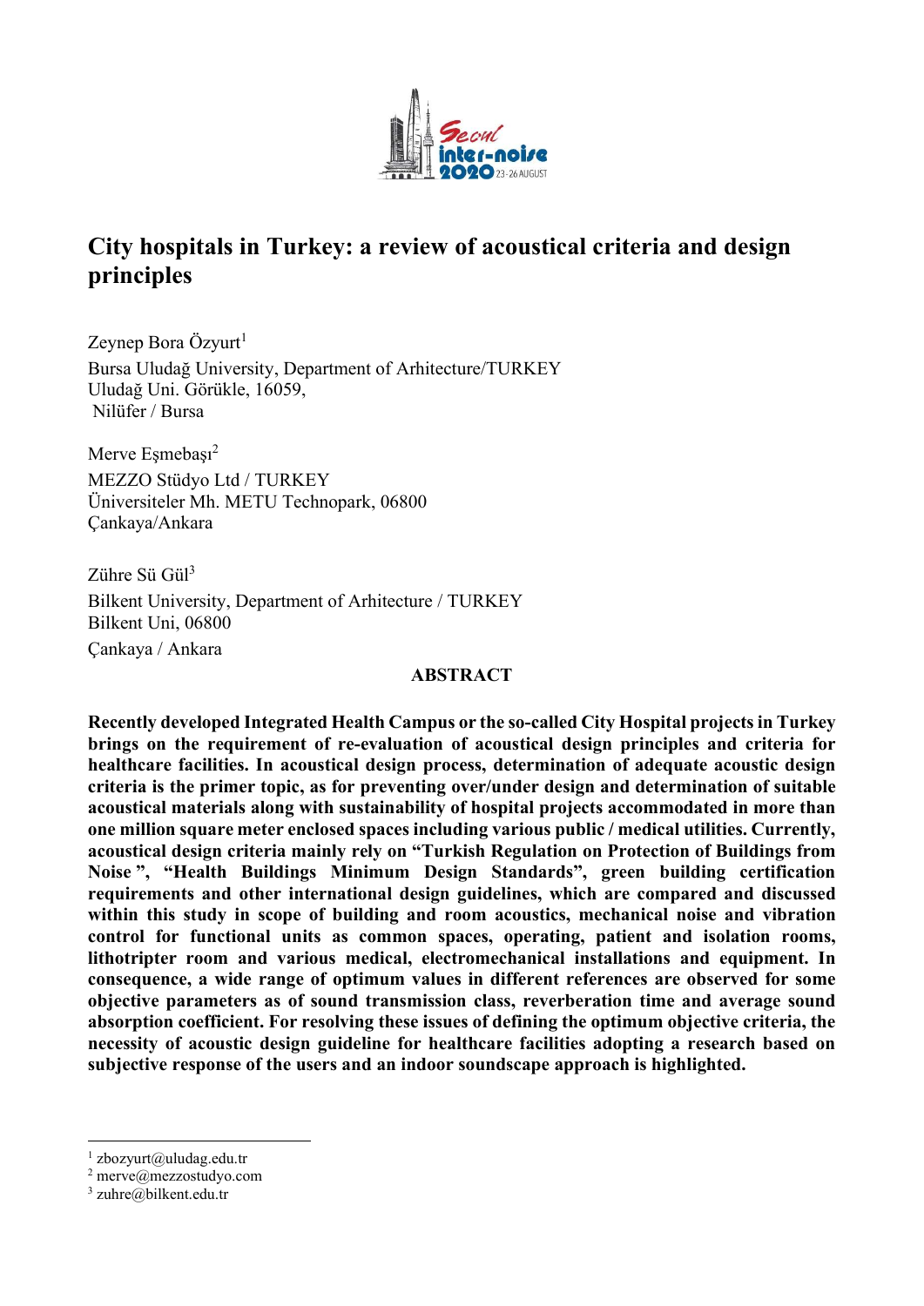# City hospitals in Turkey: a review of acoustical criteria and design principles

Zeynep Bora Özyurt[1]
Bursa Uludağ University, Department of Arhitecture/TURKEY
Uludağ Uni. Görükle, 16059,
Nilüfer / Bursa

Merve Eşmebaşı[2]
MEZZO Stüdyo Ltd / TURKEY
Üniversiteler Mh. METU Technopark, 06800
Çankaya/Ankara

Zühre Sü Gül[3]
Bilkent University, Department of Arhitecture / TURKEY
Bilkent Uni, 06800
Çankaya / Ankara

## ABSTRACT

**Recently developed Integrated Health Campus or the so-called City Hospital projects in Turkey brings on the requirement of re-evaluation of acoustical design principles and criteria for healthcare facilities. In acoustical design process, determination of adequate acoustic design criteria is the primer topic, as for preventing over/under design and determination of suitable acoustical materials along with sustainability of hospital projects accommodated in more than one million square meter enclosed spaces including various public / medical utilities. Currently, acoustical design criteria mainly rely on "Turkish Regulation on Protection of Buildings from Noise ", "Health Buildings Minimum Design Standards", green building certification requirements and other international design guidelines, which are compared and discussed within this study in scope of building and room acoustics, mechanical noise and vibration control for functional units as common spaces, operating, patient and isolation rooms, lithotripter room and various medical, electromechanical installations and equipment. In consequence, a wide range of optimum values in different references are observed for some objective parameters as of sound transmission class, reverberation time and average sound absorption coefficient. For resolving these issues of defining the optimum objective criteria, the necessity of acoustic design guideline for healthcare facilities adopting a research based on subjective response of the users and an indoor soundscape approach is highlighted.**

---

[1] zbozyurt@uludag.edu.tr
[2] merve@mezzostudyo.com
[3] zuhre@bilkent.edu.tr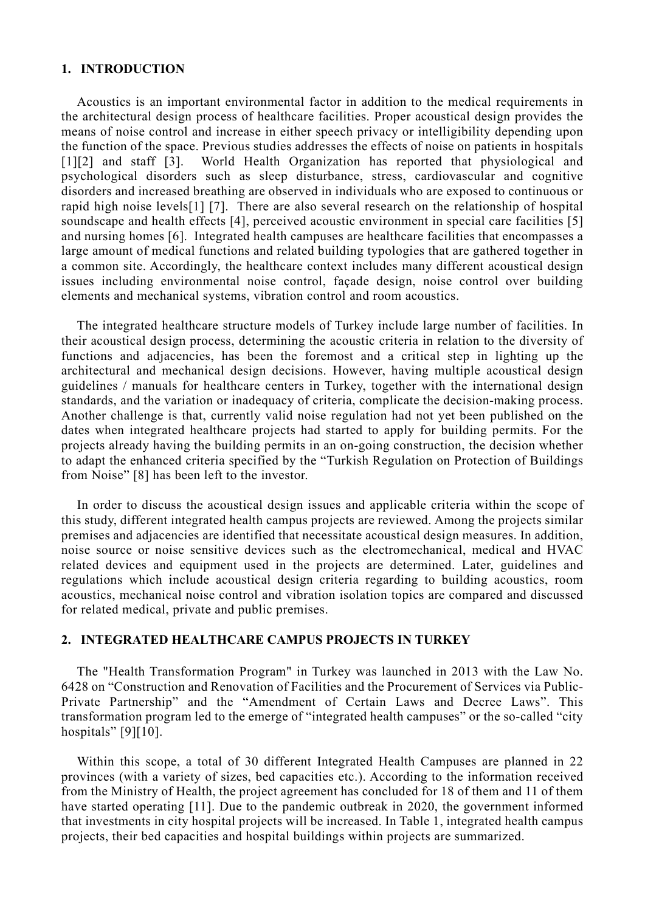## 1. INTRODUCTION

Acoustics is an important environmental factor in addition to the medical requirements in the architectural design process of healthcare facilities. Proper acoustical design provides the means of noise control and increase in either speech privacy or intelligibility depending upon the function of the space. Previous studies addresses the effects of noise on patients in hospitals [1][2] and staff [3]. World Health Organization has reported that physiological and psychological disorders such as sleep disturbance, stress, cardiovascular and cognitive disorders and increased breathing are observed in individuals who are exposed to continuous or rapid high noise levels[1] [7]. There are also several research on the relationship of hospital soundscape and health effects [4], perceived acoustic environment in special care facilities [5] and nursing homes [6]. Integrated health campuses are healthcare facilities that encompasses a large amount of medical functions and related building typologies that are gathered together in a common site. Accordingly, the healthcare context includes many different acoustical design issues including environmental noise control, façade design, noise control over building elements and mechanical systems, vibration control and room acoustics.

The integrated healthcare structure models of Turkey include large number of facilities. In their acoustical design process, determining the acoustic criteria in relation to the diversity of functions and adjacencies, has been the foremost and a critical step in lighting up the architectural and mechanical design decisions. However, having multiple acoustical design guidelines / manuals for healthcare centers in Turkey, together with the international design standards, and the variation or inadequacy of criteria, complicate the decision-making process. Another challenge is that, currently valid noise regulation had not yet been published on the dates when integrated healthcare projects had started to apply for building permits. For the projects already having the building permits in an on-going construction, the decision whether to adapt the enhanced criteria specified by the "Turkish Regulation on Protection of Buildings from Noise" [8] has been left to the investor.

In order to discuss the acoustical design issues and applicable criteria within the scope of this study, different integrated health campus projects are reviewed. Among the projects similar premises and adjacencies are identified that necessitate acoustical design measures. In addition, noise source or noise sensitive devices such as the electromechanical, medical and HVAC related devices and equipment used in the projects are determined. Later, guidelines and regulations which include acoustical design criteria regarding to building acoustics, room acoustics, mechanical noise control and vibration isolation topics are compared and discussed for related medical, private and public premises.

## 2. INTEGRATED HEALTHCARE CAMPUS PROJECTS IN TURKEY

The "Health Transformation Program" in Turkey was launched in 2013 with the Law No. 6428 on "Construction and Renovation of Facilities and the Procurement of Services via Public-Private Partnership" and the "Amendment of Certain Laws and Decree Laws". This transformation program led to the emerge of "integrated health campuses" or the so-called "city hospitals" [9][10].

Within this scope, a total of 30 different Integrated Health Campuses are planned in 22 provinces (with a variety of sizes, bed capacities etc.). According to the information received from the Ministry of Health, the project agreement has concluded for 18 of them and 11 of them have started operating [11]. Due to the pandemic outbreak in 2020, the government informed that investments in city hospital projects will be increased. In Table 1, integrated health campus projects, their bed capacities and hospital buildings within projects are summarized.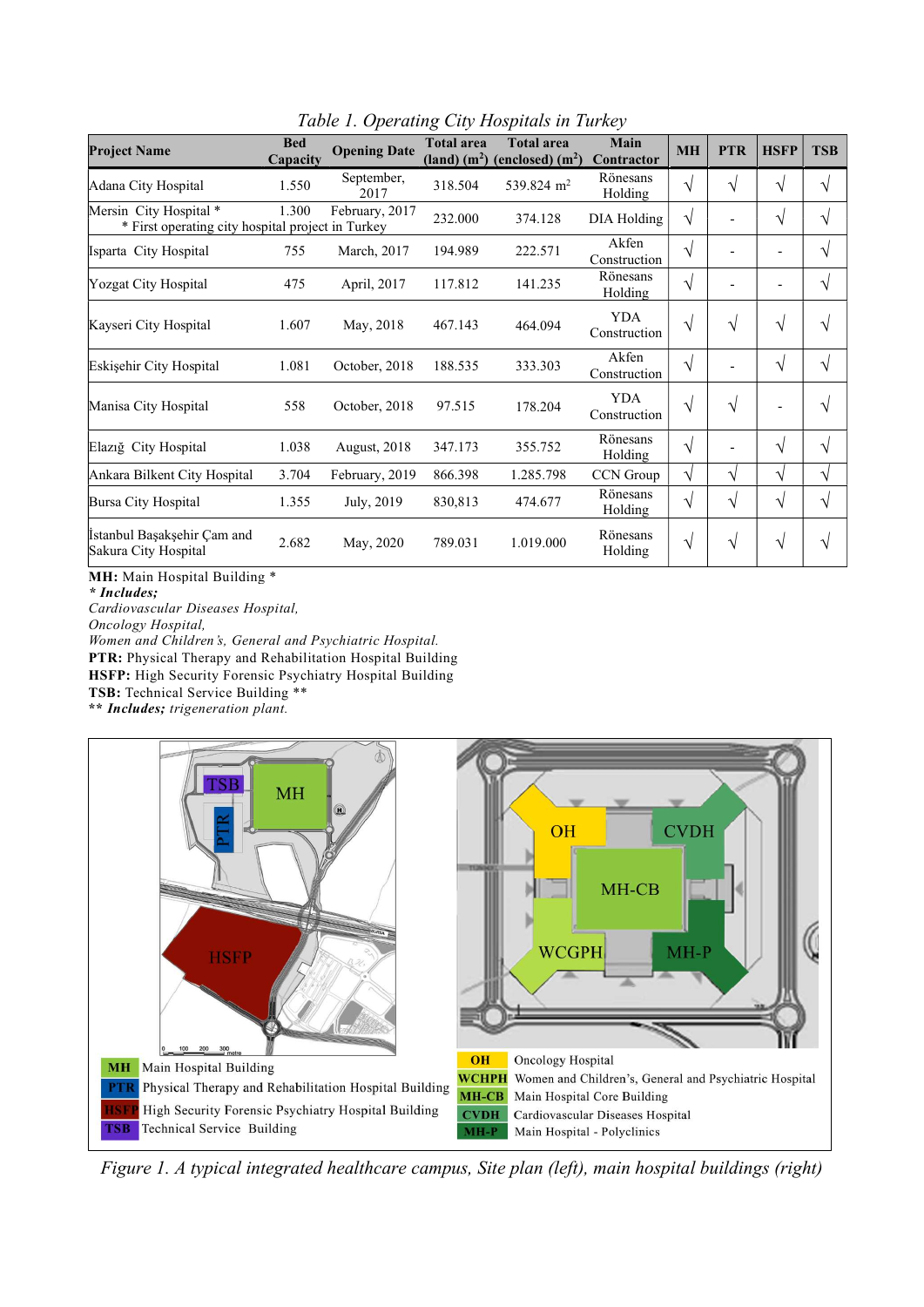*Table 1. Operating City Hospitals in Turkey*

| Project Name | Bed Capacity | Opening Date | Total area (land) ($m^2$) | Total area (enclosed) ($m^2$) | Main Contractor | MH | PTR | HSFP | TSB |
|---|---|---|---|---|---|---|---|---|---|
| Adana City Hospital | 1.550 | September, 2017 | 318.504 | 539.824 $m^2$ | Rönesans Holding | √ | √ | √ | √ |
| Mersin City Hospital * <br> * First operating city hospital project in Turkey | 1.300 | February, 2017 | 232.000 | 374.128 | DIA Holding | √ | - | √ | √ |
| Isparta City Hospital | 755 | March, 2017 | 194.989 | 222.571 | Akfen Construction | √ | - | - | √ |
| Yozgat City Hospital | 475 | April, 2017 | 117.812 | 141.235 | Rönesans Holding | √ | - | - | √ |
| Kayseri City Hospital | 1.607 | May, 2018 | 467.143 | 464.094 | YDA Construction | √ | √ | √ | √ |
| Eskişehir City Hospital | 1.081 | October, 2018 | 188.535 | 333.303 | Akfen Construction | √ | - | √ | √ |
| Manisa City Hospital | 558 | October, 2018 | 97.515 | 178.204 | YDA Construction | √ | √ | - | √ |
| Elazığ City Hospital | 1.038 | August, 2018 | 347.173 | 355.752 | Rönesans Holding | √ | - | √ | √ |
| Ankara Bilkent City Hospital | 3.704 | February, 2019 | 866.398 | 1.285.798 | CCN Group | √ | √ | √ | √ |
| Bursa City Hospital | 1.355 | July, 2019 | 830,813 | 474.677 | Rönesans Holding | √ | √ | √ | √ |
| İstanbul Başakşehir Çam and Sakura City Hospital | 2.682 | May, 2020 | 789.031 | 1.019.000 | Rönesans Holding | √ | √ | √ | √ |

**MH:** Main Hospital Building *
***\* Includes;***
*Cardiovascular Diseases Hospital,*
*Oncology Hospital,*
*Women and Children's, General and Psychiatric Hospital.*
**PTR:** Physical Therapy and Rehabilitation Hospital Building
**HSFP:** High Security Forensic Psychiatry Hospital Building
**TSB:** Technical Service Building **
***\*\* Includes;*** *trigeneration plant.*

| | |
|---|---|
| **MH** | Main Hospital Building |
| **PTR** | Physical Therapy and Rehabilitation Hospital Building |
| **HSFP** | High Security Forensic Psychiatry Hospital Building |
| **TSB** | Technical Service Building |

| | |
|---|---|
| **OH** | Oncology Hospital |
| **WCHPH** | Women and Children's, General and Psychiatric Hospital |
| **MH-CB** | Main Hospital Core Building |
| **CVDH** | Cardiovascular Diseases Hospital |
| **MH-P** | Main Hospital - Polyclinics |

*Figure 1. A typical integrated healthcare campus, Site plan (left), main hospital buildings (right)*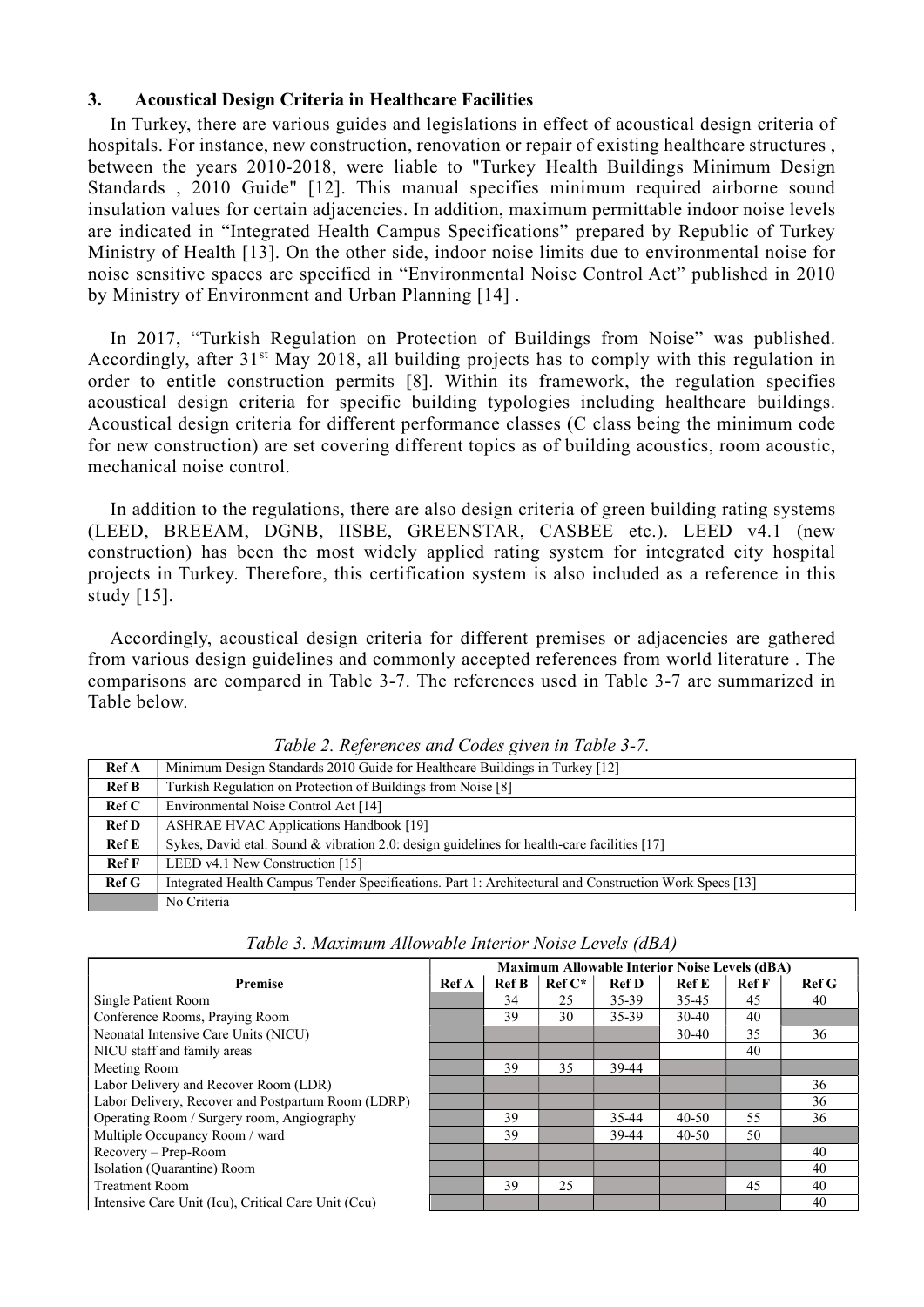## 3. Acoustical Design Criteria in Healthcare Facilities

In Turkey, there are various guides and legislations in effect of acoustical design criteria of hospitals. For instance, new construction, renovation or repair of existing healthcare structures , between the years 2010-2018, were liable to "Turkey Health Buildings Minimum Design Standards , 2010 Guide" [12]. This manual specifies minimum required airborne sound insulation values for certain adjacencies. In addition, maximum permittable indoor noise levels are indicated in "Integrated Health Campus Specifications" prepared by Republic of Turkey Ministry of Health [13]. On the other side, indoor noise limits due to environmental noise for noise sensitive spaces are specified in "Environmental Noise Control Act" published in 2010 by Ministry of Environment and Urban Planning [14] .

In 2017, "Turkish Regulation on Protection of Buildings from Noise" was published. Accordingly, after 31st May 2018, all building projects has to comply with this regulation in order to entitle construction permits [8]. Within its framework, the regulation specifies acoustical design criteria for specific building typologies including healthcare buildings. Acoustical design criteria for different performance classes (C class being the minimum code for new construction) are set covering different topics as of building acoustics, room acoustic, mechanical noise control.

In addition to the regulations, there are also design criteria of green building rating systems (LEED, BREEAM, DGNB, IISBE, GREENSTAR, CASBEE etc.). LEED v4.1 (new construction) has been the most widely applied rating system for integrated city hospital projects in Turkey. Therefore, this certification system is also included as a reference in this study [15].

Accordingly, acoustical design criteria for different premises or adjacencies are gathered from various design guidelines and commonly accepted references from world literature . The comparisons are compared in Table 3-7. The references used in Table 3-7 are summarized in Table below.

*Table 2. References and Codes given in Table 3-7.*

| | |
|---|---|
| **Ref A** | Minimum Design Standards 2010 Guide for Healthcare Buildings in Turkey [12] |
| **Ref B** | Turkish Regulation on Protection of Buildings from Noise [8] |
| **Ref C** | Environmental Noise Control Act [14] |
| **Ref D** | ASHRAE HVAC Applications Handbook [19] |
| **Ref E** | Sykes, David etal. Sound & vibration 2.0: design guidelines for health-care facilities [17] |
| **Ref F** | LEED v4.1 New Construction [15] |
| **Ref G** | Integrated Health Campus Tender Specifications. Part 1: Architectural and Construction Work Specs [13] |
| (shaded) | No Criteria |

*Table 3. Maximum Allowable Interior Noise Levels (dBA)*

| | Maximum Allowable Interior Noise Levels (dBA) | | | | | | |
|---|---|---|---|---|---|---|---|
| **Premise** | **Ref A** | **Ref B** | **Ref C*** | **Ref D** | **Ref E** | **Ref F** | **Ref G** |
| Single Patient Room | | 34 | 25 | 35-39 | 35-45 | 45 | 40 |
| Conference Rooms, Praying Room | | 39 | 30 | 35-39 | 30-40 | 40 | |
| Neonatal Intensive Care Units (NICU) | | | | | 30-40 | 35 | 36 |
| NICU staff and family areas | | | | | | 40 | |
| Meeting Room | | 39 | 35 | 39-44 | | | |
| Labor Delivery and Recover Room (LDR) | | | | | | | 36 |
| Labor Delivery, Recover and Postpartum Room (LDRP) | | | | | | | 36 |
| Operating Room / Surgery room, Angiography | | 39 | | 35-44 | 40-50 | 55 | 36 |
| Multiple Occupancy Room / ward | | 39 | | 39-44 | 40-50 | 50 | |
| Recovery – Prep-Room | | | | | | | 40 |
| Isolation (Quarantine) Room | | | | | | | 40 |
| Treatment Room | | 39 | 25 | | | 45 | 40 |
| Intensive Care Unit (Icu), Critical Care Unit (Ccu) | | | | | | | 40 |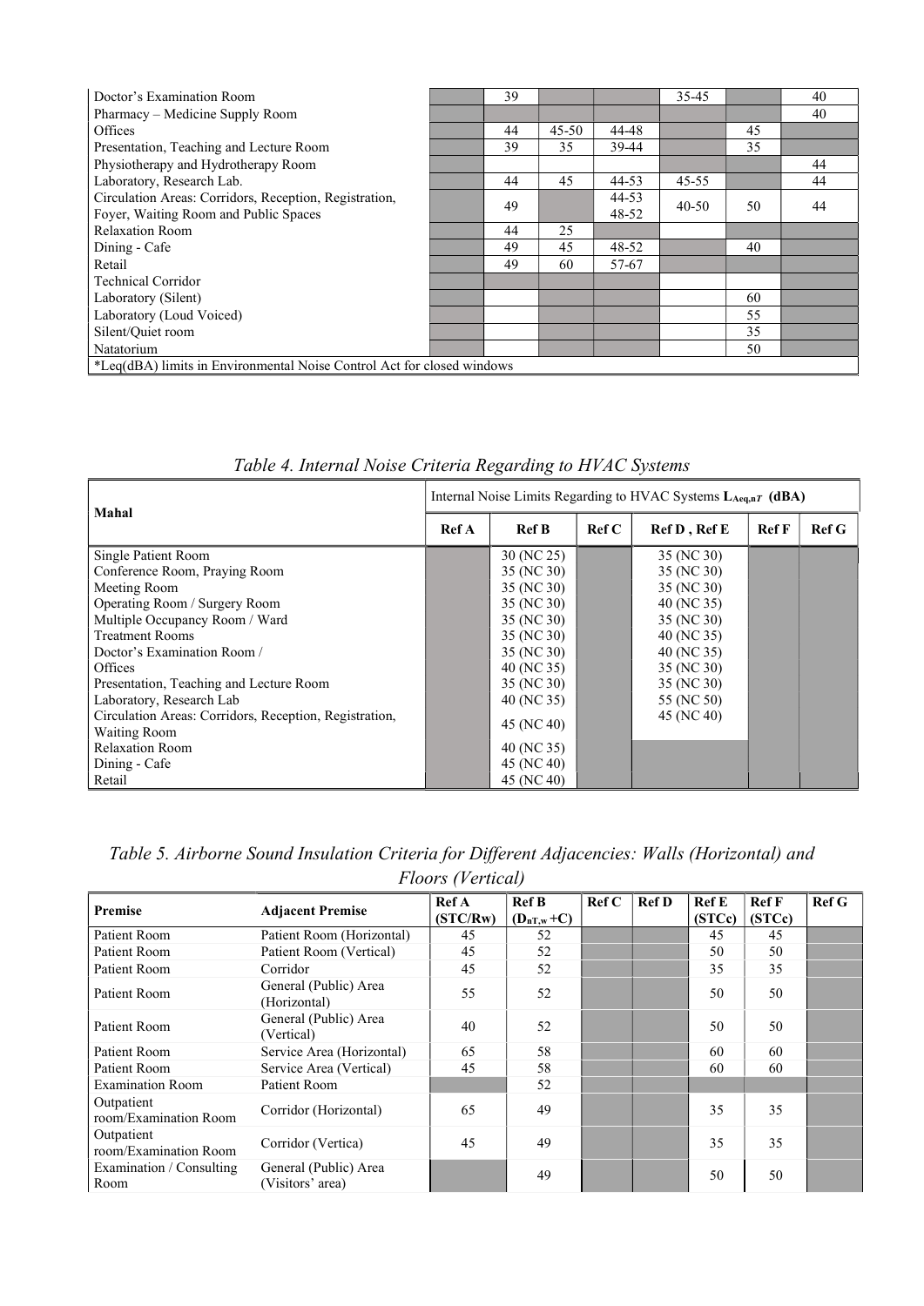| | | | | | | | |
|---|---|---|---|---|---|---|---|
| Doctor's Examination Room | | 39 | | | 35-45 | | 40 |
| Pharmacy – Medicine Supply Room | | | | | | | 40 |
| Offices | | 44 | 45-50 | 44-48 | | 45 | |
| Presentation, Teaching and Lecture Room | | 39 | 35 | 39-44 | | 35 | |
| Physiotherapy and Hydrotherapy Room | | | | | | | 44 |
| Laboratory, Research Lab. | | 44 | 45 | 44-53 | 45-55 | | 44 |
| Circulation Areas: Corridors, Reception, Registration, Foyer, Waiting Room and Public Spaces | | 49 | | 44-53 48-52 | 40-50 | 50 | 44 |
| Relaxation Room | | 44 | 25 | | | | |
| Dining - Cafe | | 49 | 45 | 48-52 | | 40 | |
| Retail | | 49 | 60 | 57-67 | | | |
| Technical Corridor | | | | | | | |
| Laboratory (Silent) | | | | | | 60 | |
| Laboratory (Loud Voiced) | | | | | | 55 | |
| Silent/Quiet room | | | | | | 35 | |
| Natatorium | | | | | | 50 | |

*Leq(dBA) limits in Environmental Noise Control Act for closed windows

*Table 4. Internal Noise Criteria Regarding to HVAC Systems*

| Mahal | Internal Noise Limits Regarding to HVAC Systems $L_{Aeq,nT}$ (dBA) | | | | | |
|---|---|---|---|---|---|---|
| | Ref A | Ref B | Ref C | Ref D , Ref E | Ref F | Ref G |
| Single Patient Room | | 30 (NC 25) | | 35 (NC 30) | | |
| Conference Room, Praying Room | | 35 (NC 30) | | 35 (NC 30) | | |
| Meeting Room | | 35 (NC 30) | | 35 (NC 30) | | |
| Operating Room / Surgery Room | | 35 (NC 30) | | 40 (NC 35) | | |
| Multiple Occupancy Room / Ward | | 35 (NC 30) | | 35 (NC 30) | | |
| Treatment Rooms | | 35 (NC 30) | | 40 (NC 35) | | |
| Doctor's Examination Room / | | 35 (NC 30) | | 40 (NC 35) | | |
| Offices | | 40 (NC 35) | | 35 (NC 30) | | |
| Presentation, Teaching and Lecture Room | | 35 (NC 30) | | 35 (NC 30) | | |
| Laboratory, Research Lab | | 40 (NC 35) | | 55 (NC 50) | | |
| Circulation Areas: Corridors, Reception, Registration, Waiting Room | | 45 (NC 40) | | 45 (NC 40) | | |
| Relaxation Room | | 40 (NC 35) | | | | |
| Dining - Cafe | | 45 (NC 40) | | | | |
| Retail | | 45 (NC 40) | | | | |

*Table 5. Airborne Sound Insulation Criteria for Different Adjacencies: Walls (Horizontal) and Floors (Vertical)*

| Premise | Adjacent Premise | Ref A (STC/Rw) | Ref B ($D_{nT,w}$+C) | Ref C | Ref D | Ref E (STCc) | Ref F (STCc) | Ref G |
|---|---|---|---|---|---|---|---|---|
| Patient Room | Patient Room (Horizontal) | 45 | 52 | | | 45 | 45 | |
| Patient Room | Patient Room (Vertical) | 45 | 52 | | | 50 | 50 | |
| Patient Room | Corridor | 45 | 52 | | | 35 | 35 | |
| Patient Room | General (Public) Area (Horizontal) | 55 | 52 | | | 50 | 50 | |
| Patient Room | General (Public) Area (Vertical) | 40 | 52 | | | 50 | 50 | |
| Patient Room | Service Area (Horizontal) | 65 | 58 | | | 60 | 60 | |
| Patient Room | Service Area (Vertical) | 45 | 58 | | | 60 | 60 | |
| Examination Room | Patient Room | | 52 | | | | | |
| Outpatient room/Examination Room | Corridor (Horizontal) | 65 | 49 | | | 35 | 35 | |
| Outpatient room/Examination Room | Corridor (Vertica) | 45 | 49 | | | 35 | 35 | |
| Examination / Consulting Room | General (Public) Area (Visitors' area) | | 49 | | | 50 | 50 | |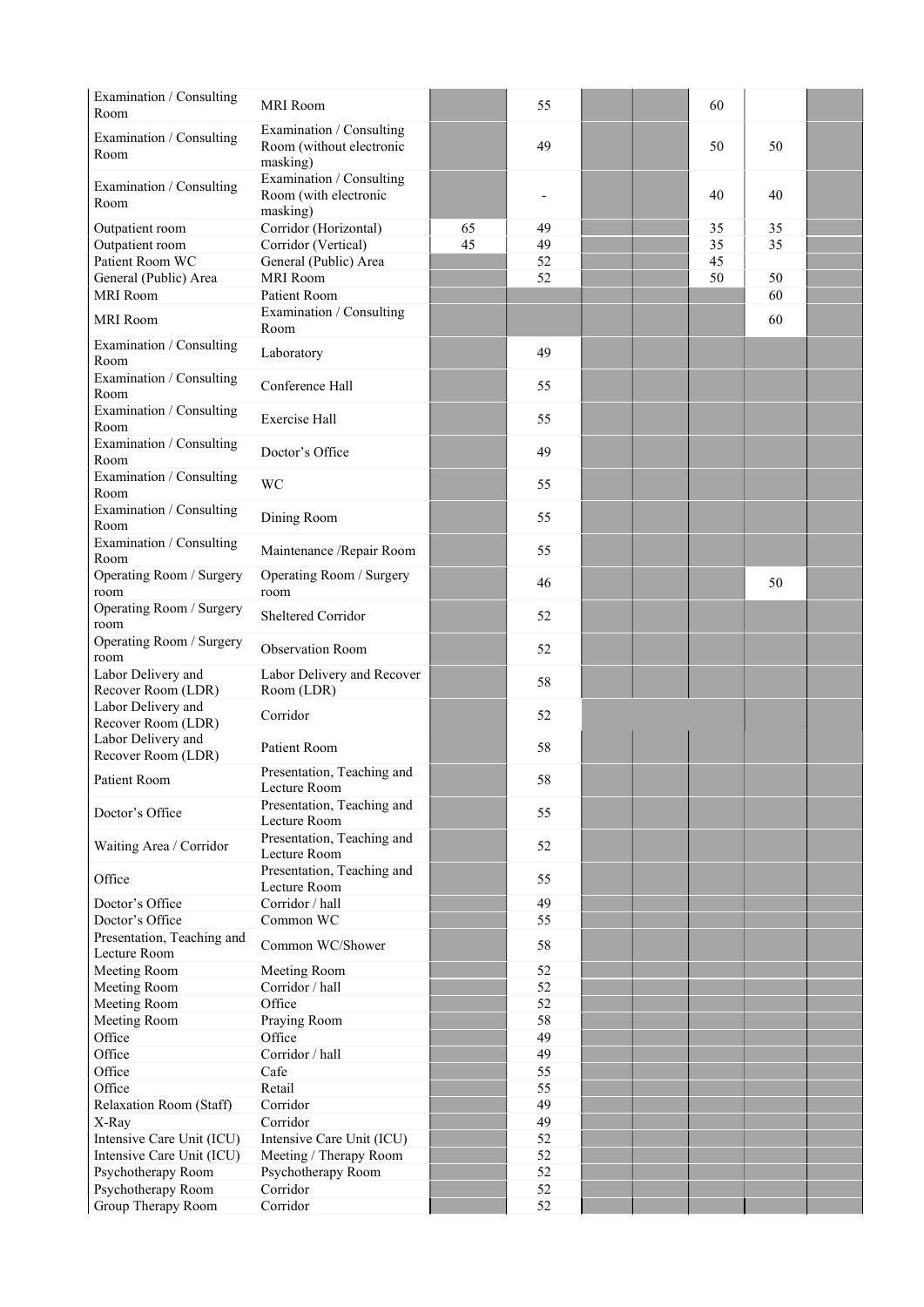| | | | | | | | | |
|---|---|---|---|---|---|---|---|---|
| Examination / Consulting Room | MRI Room | | 55 | | | 60 | | |
| Examination / Consulting Room | Examination / Consulting Room (without electronic masking) | | 49 | | | 50 | 50 | |
| Examination / Consulting Room | Examination / Consulting Room (with electronic masking) | | - | | | 40 | 40 | |
| Outpatient room | Corridor (Horizontal) | 65 | 49 | | | 35 | 35 | |
| Outpatient room | Corridor (Vertical) | 45 | 49 | | | 35 | 35 | |
| Patient Room WC | General (Public) Area | | 52 | | | 45 | | |
| General (Public) Area | MRI Room | | 52 | | | 50 | 50 | |
| MRI Room | Patient Room | | | | | | 60 | |
| MRI Room | Examination / Consulting Room | | | | | | 60 | |
| Examination / Consulting Room | Laboratory | | 49 | | | | | |
| Examination / Consulting Room | Conference Hall | | 55 | | | | | |
| Examination / Consulting Room | Exercise Hall | | 55 | | | | | |
| Examination / Consulting Room | Doctor's Office | | 49 | | | | | |
| Examination / Consulting Room | WC | | 55 | | | | | |
| Examination / Consulting Room | Dining Room | | 55 | | | | | |
| Examination / Consulting Room | Maintenance /Repair Room | | 55 | | | | | |
| Operating Room / Surgery room | Operating Room / Surgery room | | 46 | | | | 50 | |
| Operating Room / Surgery room | Sheltered Corridor | | 52 | | | | | |
| Operating Room / Surgery room | Observation Room | | 52 | | | | | |
| Labor Delivery and Recover Room (LDR) | Labor Delivery and Recover Room (LDR) | | 58 | | | | | |
| Labor Delivery and Recover Room (LDR) | Corridor | | 52 | | | | | |
| Labor Delivery and Recover Room (LDR) | Patient Room | | 58 | | | | | |
| Patient Room | Presentation, Teaching and Lecture Room | | 58 | | | | | |
| Doctor's Office | Presentation, Teaching and Lecture Room | | 55 | | | | | |
| Waiting Area / Corridor | Presentation, Teaching and Lecture Room | | 52 | | | | | |
| Office | Presentation, Teaching and Lecture Room | | 55 | | | | | |
| Doctor's Office | Corridor / hall | | 49 | | | | | |
| Doctor's Office | Common WC | | 55 | | | | | |
| Presentation, Teaching and Lecture Room | Common WC/Shower | | 58 | | | | | |
| Meeting Room | Meeting Room | | 52 | | | | | |
| Meeting Room | Corridor / hall | | 52 | | | | | |
| Meeting Room | Office | | 52 | | | | | |
| Meeting Room | Praying Room | | 58 | | | | | |
| Office | Office | | 49 | | | | | |
| Office | Corridor / hall | | 49 | | | | | |
| Office | Cafe | | 55 | | | | | |
| Office | Retail | | 55 | | | | | |
| Relaxation Room (Staff) | Corridor | | 49 | | | | | |
| X-Ray | Corridor | | 49 | | | | | |
| Intensive Care Unit (ICU) | Intensive Care Unit (ICU) | | 52 | | | | | |
| Intensive Care Unit (ICU) | Meeting / Therapy Room | | 52 | | | | | |
| Psychotherapy Room | Psychotherapy Room | | 52 | | | | | |
| Psychotherapy Room | Corridor | | 52 | | | | | |
| Group Therapy Room | Corridor | | 52 | | | | | |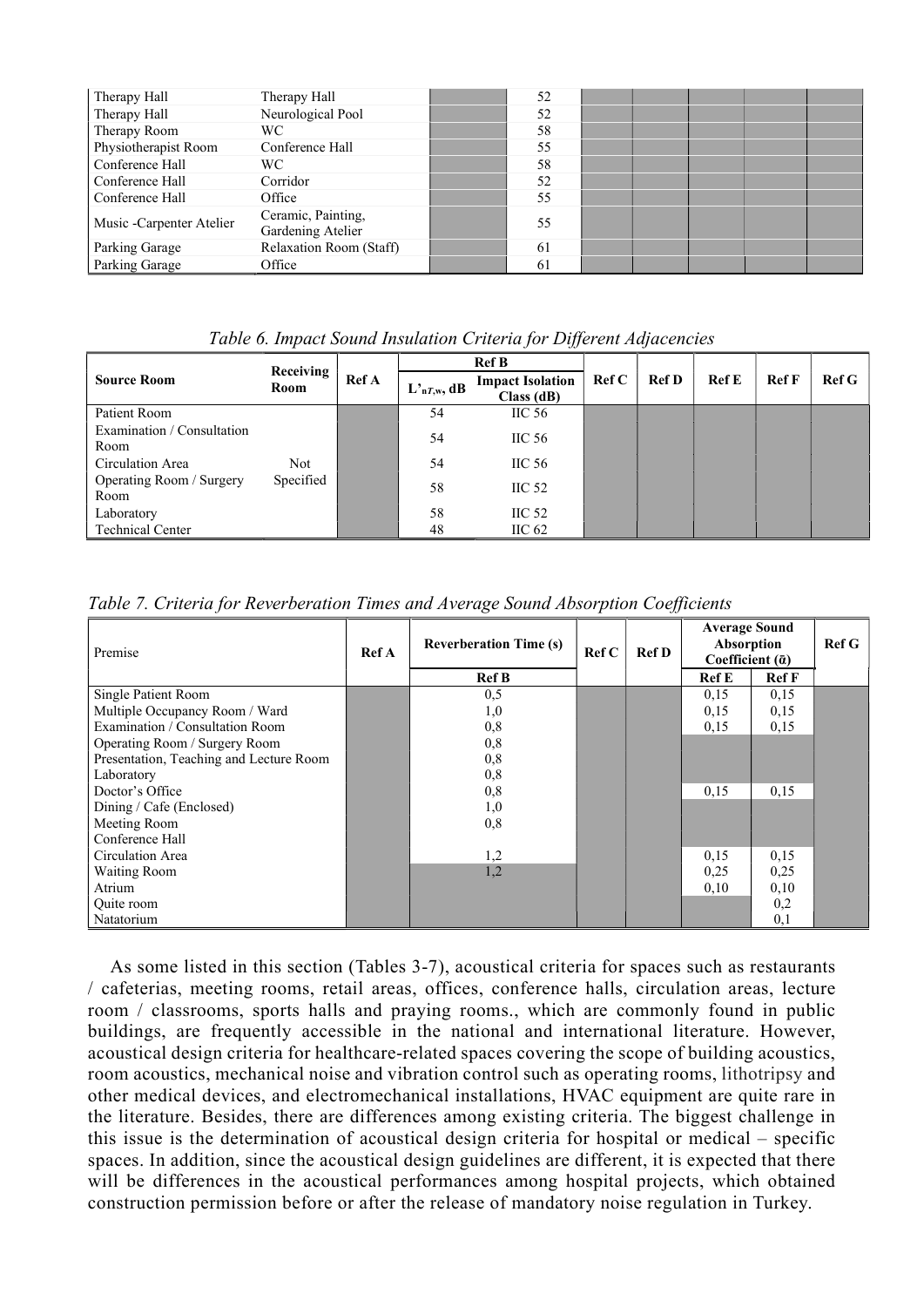| | | | | | | | | |
|---|---|---|---|---|---|---|---|---|
| Therapy Hall | Therapy Hall | | 52 | | | | | |
| Therapy Hall | Neurological Pool | | 52 | | | | | |
| Therapy Room | WC | | 58 | | | | | |
| Physiotherapist Room | Conference Hall | | 55 | | | | | |
| Conference Hall | WC | | 58 | | | | | |
| Conference Hall | Corridor | | 52 | | | | | |
| Conference Hall | Office | | 55 | | | | | |
| Music -Carpenter Atelier | Ceramic, Painting, Gardening Atelier | | 55 | | | | | |
| Parking Garage | Relaxation Room (Staff) | | 61 | | | | | |
| Parking Garage | Office | | 61 | | | | | |

*Table 6. Impact Sound Insulation Criteria for Different Adjacencies*

| Source Room | Receiving Room | Ref A | Ref B | | Ref C | Ref D | Ref E | Ref F | Ref G |
|---|---|---|---|---|---|---|---|---|---|
| | | | $L'_{nT,w}$, dB | Impact Isolation Class (dB) | | | | | |
| Patient Room | Not Specified | | 54 | IIC 56 | | | | | |
| Examination / Consultation Room | | | 54 | IIC 56 | | | | | |
| Circulation Area | | | 54 | IIC 56 | | | | | |
| Operating Room / Surgery Room | | | 58 | IIC 52 | | | | | |
| Laboratory | | | 58 | IIC 52 | | | | | |
| Technical Center | | | 48 | IIC 62 | | | | | |

*Table 7. Criteria for Reverberation Times and Average Sound Absorption Coefficients*

| Premise | Ref A | Reverberation Time (s) | Ref C | Ref D | Average Sound Absorption Coefficient ($\bar{\alpha}$) | | Ref G |
|---|---|---|---|---|---|---|---|
| | | Ref B | | | Ref E | Ref F | |
| Single Patient Room | | 0,5 | | | 0,15 | 0,15 | |
| Multiple Occupancy Room / Ward | | 1,0 | | | 0,15 | 0,15 | |
| Examination / Consultation Room | | 0,8 | | | 0,15 | 0,15 | |
| Operating Room / Surgery Room | | 0,8 | | | | | |
| Presentation, Teaching and Lecture Room | | 0,8 | | | | | |
| Laboratory | | 0,8 | | | | | |
| Doctor's Office | | 0,8 | | | 0,15 | 0,15 | |
| Dining / Cafe (Enclosed) | | 1,0 | | | | | |
| Meeting Room | | 0,8 | | | | | |
| Conference Hall | | | | | | | |
| Circulation Area | | 1,2 | | | 0,15 | 0,15 | |
| Waiting Room | | 1,2 | | | 0,25 | 0,25 | |
| Atrium | | | | | 0,10 | 0,10 | |
| Quite room | | | | | | 0,2 | |
| Natatorium | | | | | | 0,1 | |

As some listed in this section (Tables 3-7), acoustical criteria for spaces such as restaurants / cafeterias, meeting rooms, retail areas, offices, conference halls, circulation areas, lecture room / classrooms, sports halls and praying rooms., which are commonly found in public buildings, are frequently accessible in the national and international literature. However, acoustical design criteria for healthcare-related spaces covering the scope of building acoustics, room acoustics, mechanical noise and vibration control such as operating rooms, lithotripsy and other medical devices, and electromechanical installations, HVAC equipment are quite rare in the literature. Besides, there are differences among existing criteria. The biggest challenge in this issue is the determination of acoustical design criteria for hospital or medical – specific spaces. In addition, since the acoustical design guidelines are different, it is expected that there will be differences in the acoustical performances among hospital projects, which obtained construction permission before or after the release of mandatory noise regulation in Turkey.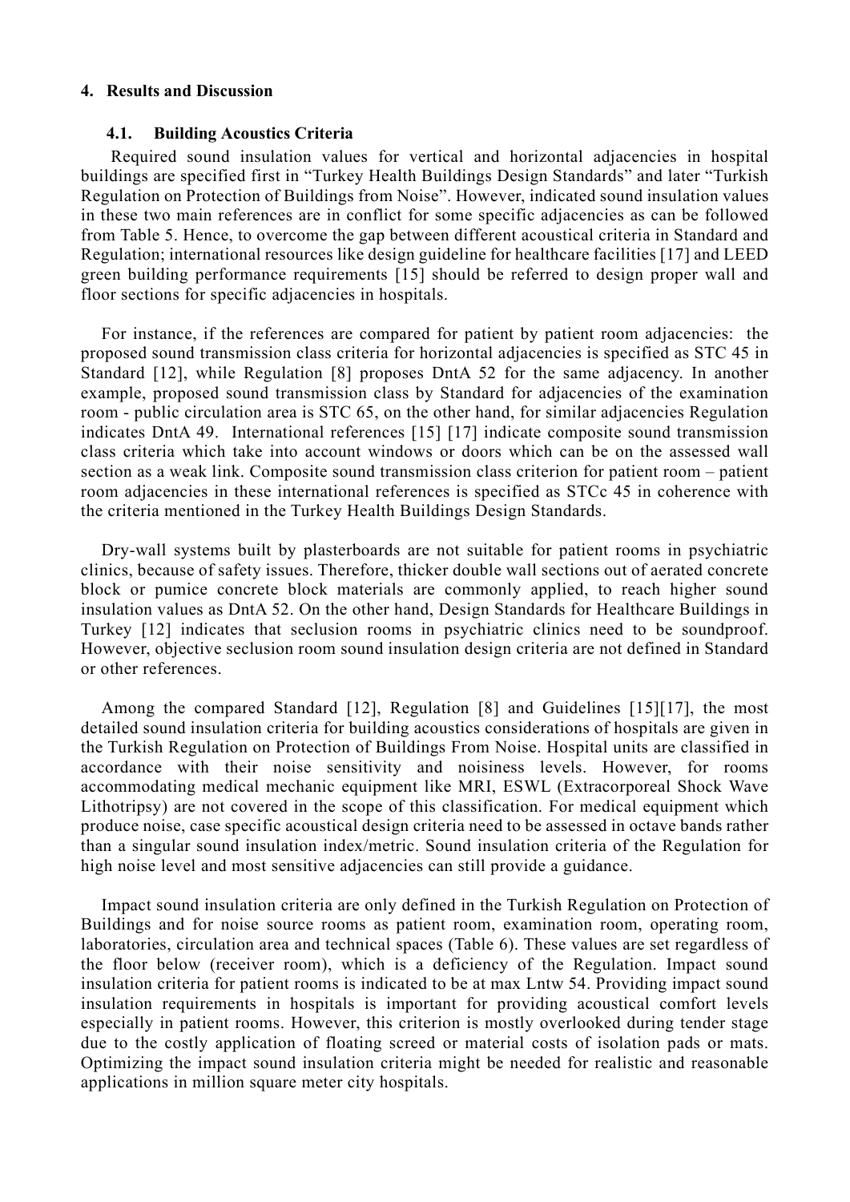## 4. Results and Discussion

### 4.1. Building Acoustics Criteria

Required sound insulation values for vertical and horizontal adjacencies in hospital buildings are specified first in "Turkey Health Buildings Design Standards" and later "Turkish Regulation on Protection of Buildings from Noise". However, indicated sound insulation values in these two main references are in conflict for some specific adjacencies as can be followed from Table 5. Hence, to overcome the gap between different acoustical criteria in Standard and Regulation; international resources like design guideline for healthcare facilities [17] and LEED green building performance requirements [15] should be referred to design proper wall and floor sections for specific adjacencies in hospitals.

For instance, if the references are compared for patient by patient room adjacencies: the proposed sound transmission class criteria for horizontal adjacencies is specified as STC 45 in Standard [12], while Regulation [8] proposes DntA 52 for the same adjacency. In another example, proposed sound transmission class by Standard for adjacencies of the examination room - public circulation area is STC 65, on the other hand, for similar adjacencies Regulation indicates DntA 49. International references [15] [17] indicate composite sound transmission class criteria which take into account windows or doors which can be on the assessed wall section as a weak link. Composite sound transmission class criterion for patient room – patient room adjacencies in these international references is specified as STCc 45 in coherence with the criteria mentioned in the Turkey Health Buildings Design Standards.

Dry-wall systems built by plasterboards are not suitable for patient rooms in psychiatric clinics, because of safety issues. Therefore, thicker double wall sections out of aerated concrete block or pumice concrete block materials are commonly applied, to reach higher sound insulation values as DntA 52. On the other hand, Design Standards for Healthcare Buildings in Turkey [12] indicates that seclusion rooms in psychiatric clinics need to be soundproof. However, objective seclusion room sound insulation design criteria are not defined in Standard or other references.

Among the compared Standard [12], Regulation [8] and Guidelines [15][17], the most detailed sound insulation criteria for building acoustics considerations of hospitals are given in the Turkish Regulation on Protection of Buildings From Noise. Hospital units are classified in accordance with their noise sensitivity and noisiness levels. However, for rooms accommodating medical mechanic equipment like MRI, ESWL (Extracorporeal Shock Wave Lithotripsy) are not covered in the scope of this classification. For medical equipment which produce noise, case specific acoustical design criteria need to be assessed in octave bands rather than a singular sound insulation index/metric. Sound insulation criteria of the Regulation for high noise level and most sensitive adjacencies can still provide a guidance.

Impact sound insulation criteria are only defined in the Turkish Regulation on Protection of Buildings and for noise source rooms as patient room, examination room, operating room, laboratories, circulation area and technical spaces (Table 6). These values are set regardless of the floor below (receiver room), which is a deficiency of the Regulation. Impact sound insulation criteria for patient rooms is indicated to be at max Lntw 54. Providing impact sound insulation requirements in hospitals is important for providing acoustical comfort levels especially in patient rooms. However, this criterion is mostly overlooked during tender stage due to the costly application of floating screed or material costs of isolation pads or mats. Optimizing the impact sound insulation criteria might be needed for realistic and reasonable applications in million square meter city hospitals.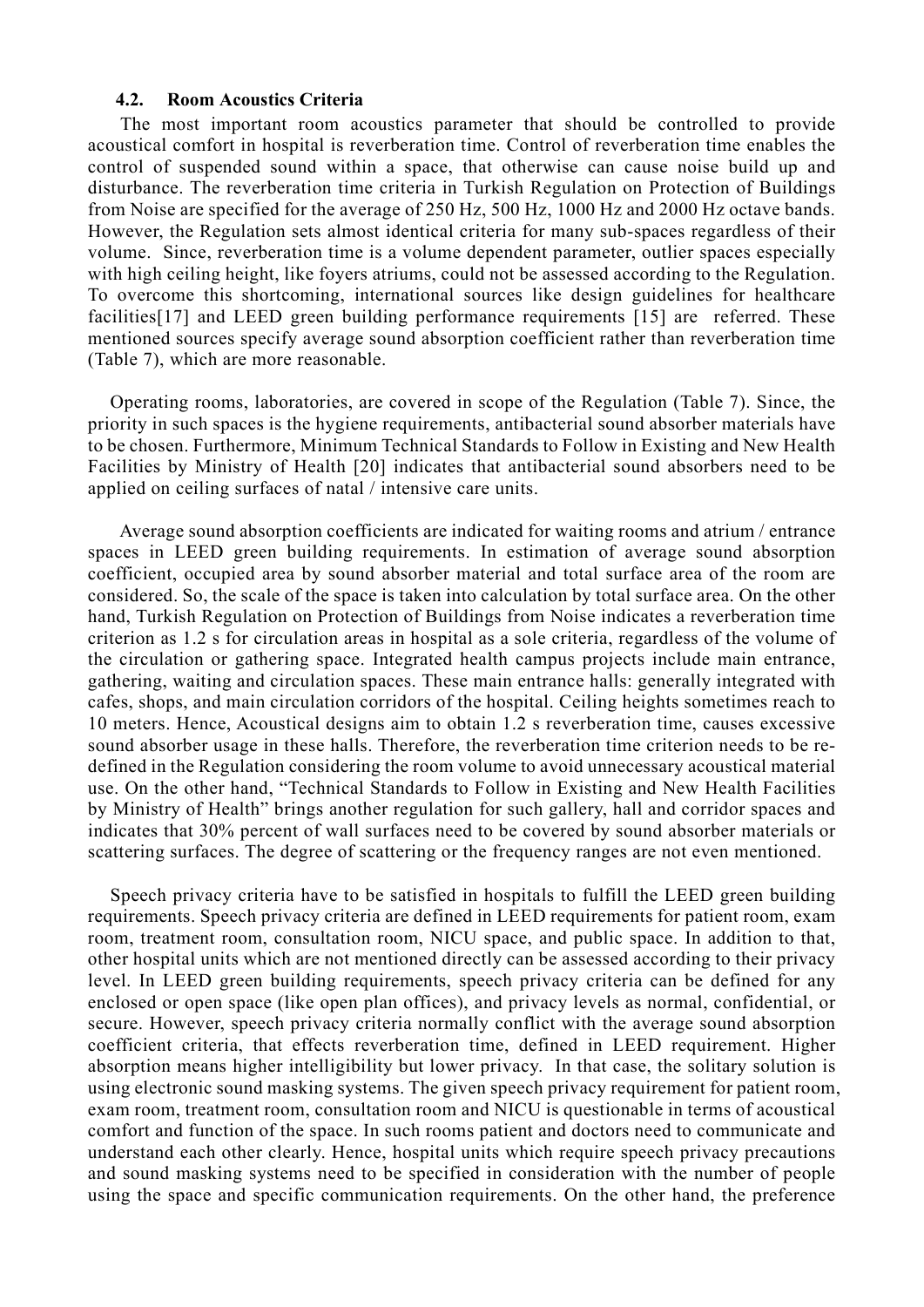### 4.2. Room Acoustics Criteria

The most important room acoustics parameter that should be controlled to provide acoustical comfort in hospital is reverberation time. Control of reverberation time enables the control of suspended sound within a space, that otherwise can cause noise build up and disturbance. The reverberation time criteria in Turkish Regulation on Protection of Buildings from Noise are specified for the average of 250 Hz, 500 Hz, 1000 Hz and 2000 Hz octave bands. However, the Regulation sets almost identical criteria for many sub-spaces regardless of their volume. Since, reverberation time is a volume dependent parameter, outlier spaces especially with high ceiling height, like foyers atriums, could not be assessed according to the Regulation. To overcome this shortcoming, international sources like design guidelines for healthcare facilities[17] and LEED green building performance requirements [15] are referred. These mentioned sources specify average sound absorption coefficient rather than reverberation time (Table 7), which are more reasonable.

Operating rooms, laboratories, are covered in scope of the Regulation (Table 7). Since, the priority in such spaces is the hygiene requirements, antibacterial sound absorber materials have to be chosen. Furthermore, Minimum Technical Standards to Follow in Existing and New Health Facilities by Ministry of Health [20] indicates that antibacterial sound absorbers need to be applied on ceiling surfaces of natal / intensive care units.

Average sound absorption coefficients are indicated for waiting rooms and atrium / entrance spaces in LEED green building requirements. In estimation of average sound absorption coefficient, occupied area by sound absorber material and total surface area of the room are considered. So, the scale of the space is taken into calculation by total surface area. On the other hand, Turkish Regulation on Protection of Buildings from Noise indicates a reverberation time criterion as 1.2 s for circulation areas in hospital as a sole criteria, regardless of the volume of the circulation or gathering space. Integrated health campus projects include main entrance, gathering, waiting and circulation spaces. These main entrance halls: generally integrated with cafes, shops, and main circulation corridors of the hospital. Ceiling heights sometimes reach to 10 meters. Hence, Acoustical designs aim to obtain 1.2 s reverberation time, causes excessive sound absorber usage in these halls. Therefore, the reverberation time criterion needs to be re-defined in the Regulation considering the room volume to avoid unnecessary acoustical material use. On the other hand, "Technical Standards to Follow in Existing and New Health Facilities by Ministry of Health" brings another regulation for such gallery, hall and corridor spaces and indicates that 30% percent of wall surfaces need to be covered by sound absorber materials or scattering surfaces. The degree of scattering or the frequency ranges are not even mentioned.

Speech privacy criteria have to be satisfied in hospitals to fulfill the LEED green building requirements. Speech privacy criteria are defined in LEED requirements for patient room, exam room, treatment room, consultation room, NICU space, and public space. In addition to that, other hospital units which are not mentioned directly can be assessed according to their privacy level. In LEED green building requirements, speech privacy criteria can be defined for any enclosed or open space (like open plan offices), and privacy levels as normal, confidential, or secure. However, speech privacy criteria normally conflict with the average sound absorption coefficient criteria, that effects reverberation time, defined in LEED requirement. Higher absorption means higher intelligibility but lower privacy. In that case, the solitary solution is using electronic sound masking systems. The given speech privacy requirement for patient room, exam room, treatment room, consultation room and NICU is questionable in terms of acoustical comfort and function of the space. In such rooms patient and doctors need to communicate and understand each other clearly. Hence, hospital units which require speech privacy precautions and sound masking systems need to be specified in consideration with the number of people using the space and specific communication requirements. On the other hand, the preference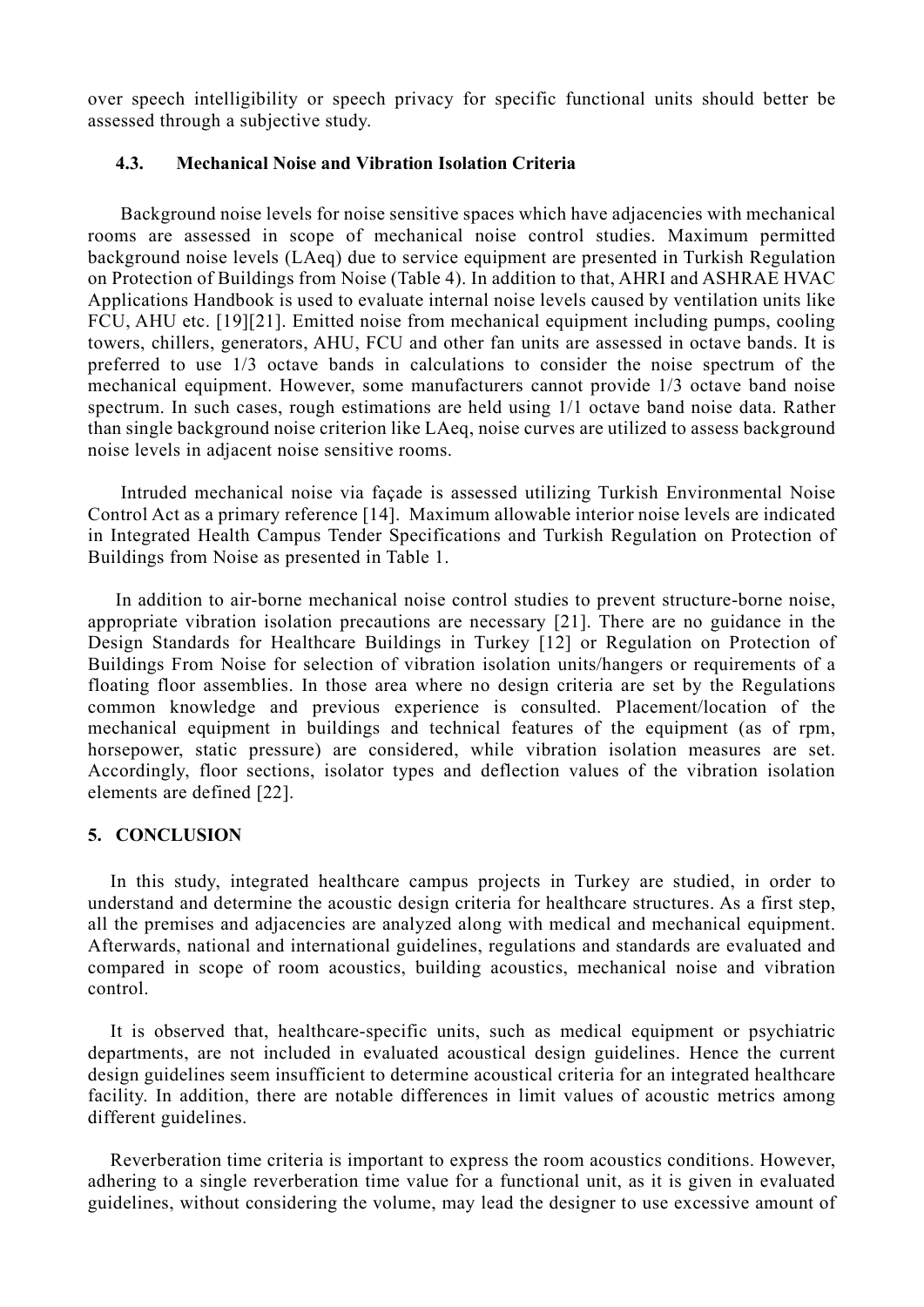over speech intelligibility or speech privacy for specific functional units should better be assessed through a subjective study.

### 4.3. Mechanical Noise and Vibration Isolation Criteria

Background noise levels for noise sensitive spaces which have adjacencies with mechanical rooms are assessed in scope of mechanical noise control studies. Maximum permitted background noise levels (LAeq) due to service equipment are presented in Turkish Regulation on Protection of Buildings from Noise (Table 4). In addition to that, AHRI and ASHRAE HVAC Applications Handbook is used to evaluate internal noise levels caused by ventilation units like FCU, AHU etc. [19][21]. Emitted noise from mechanical equipment including pumps, cooling towers, chillers, generators, AHU, FCU and other fan units are assessed in octave bands. It is preferred to use 1/3 octave bands in calculations to consider the noise spectrum of the mechanical equipment. However, some manufacturers cannot provide 1/3 octave band noise spectrum. In such cases, rough estimations are held using 1/1 octave band noise data. Rather than single background noise criterion like LAeq, noise curves are utilized to assess background noise levels in adjacent noise sensitive rooms.

Intruded mechanical noise via façade is assessed utilizing Turkish Environmental Noise Control Act as a primary reference [14]. Maximum allowable interior noise levels are indicated in Integrated Health Campus Tender Specifications and Turkish Regulation on Protection of Buildings from Noise as presented in Table 1.

In addition to air-borne mechanical noise control studies to prevent structure-borne noise, appropriate vibration isolation precautions are necessary [21]. There are no guidance in the Design Standards for Healthcare Buildings in Turkey [12] or Regulation on Protection of Buildings From Noise for selection of vibration isolation units/hangers or requirements of a floating floor assemblies. In those area where no design criteria are set by the Regulations common knowledge and previous experience is consulted. Placement/location of the mechanical equipment in buildings and technical features of the equipment (as of rpm, horsepower, static pressure) are considered, while vibration isolation measures are set. Accordingly, floor sections, isolator types and deflection values of the vibration isolation elements are defined [22].

## 5. CONCLUSION

In this study, integrated healthcare campus projects in Turkey are studied, in order to understand and determine the acoustic design criteria for healthcare structures. As a first step, all the premises and adjacencies are analyzed along with medical and mechanical equipment. Afterwards, national and international guidelines, regulations and standards are evaluated and compared in scope of room acoustics, building acoustics, mechanical noise and vibration control.

It is observed that, healthcare-specific units, such as medical equipment or psychiatric departments, are not included in evaluated acoustical design guidelines. Hence the current design guidelines seem insufficient to determine acoustical criteria for an integrated healthcare facility. In addition, there are notable differences in limit values of acoustic metrics among different guidelines.

Reverberation time criteria is important to express the room acoustics conditions. However, adhering to a single reverberation time value for a functional unit, as it is given in evaluated guidelines, without considering the volume, may lead the designer to use excessive amount of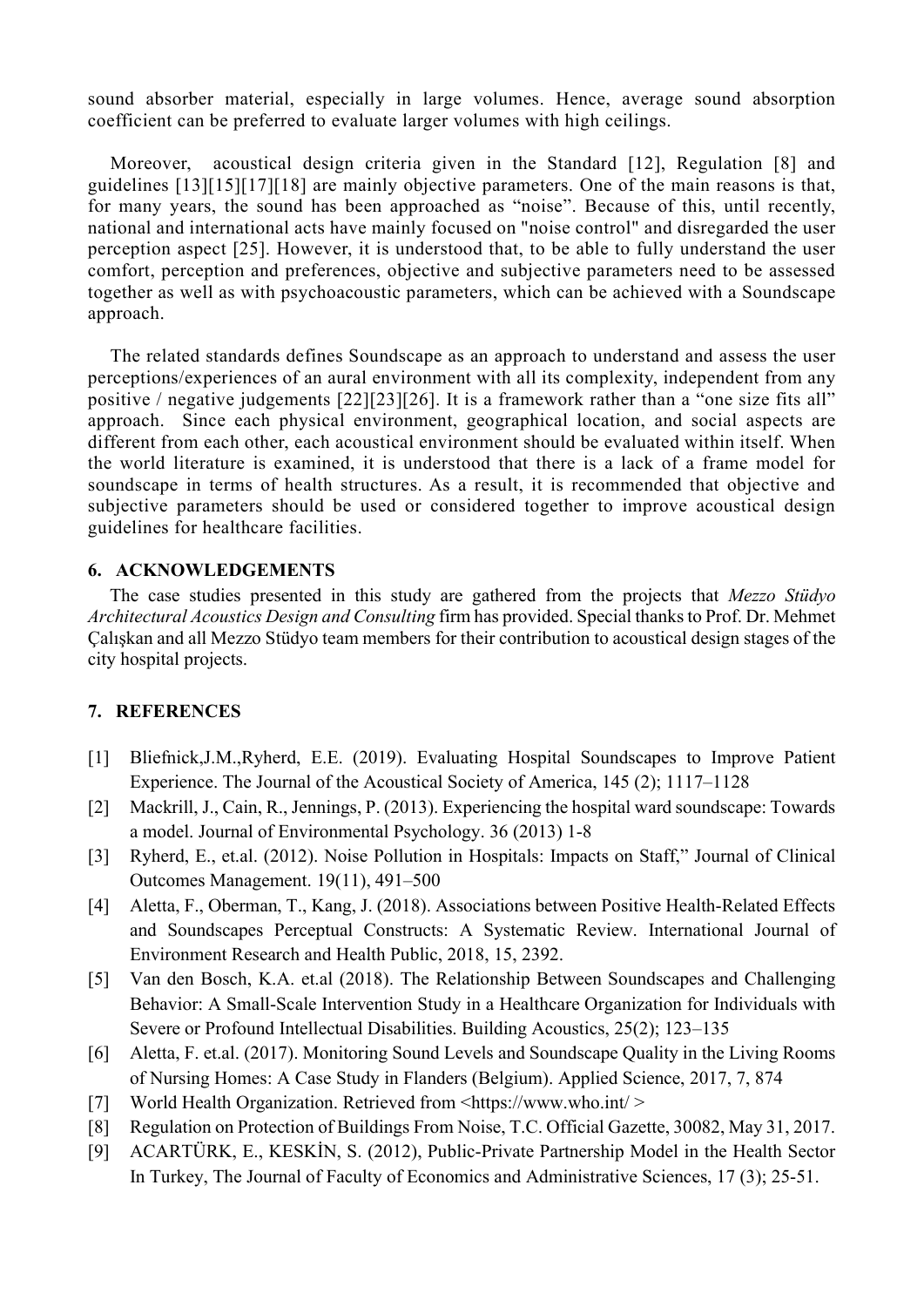sound absorber material, especially in large volumes. Hence, average sound absorption coefficient can be preferred to evaluate larger volumes with high ceilings.

Moreover, acoustical design criteria given in the Standard [12], Regulation [8] and guidelines [13][15][17][18] are mainly objective parameters. One of the main reasons is that, for many years, the sound has been approached as "noise". Because of this, until recently, national and international acts have mainly focused on "noise control" and disregarded the user perception aspect [25]. However, it is understood that, to be able to fully understand the user comfort, perception and preferences, objective and subjective parameters need to be assessed together as well as with psychoacoustic parameters, which can be achieved with a Soundscape approach.

The related standards defines Soundscape as an approach to understand and assess the user perceptions/experiences of an aural environment with all its complexity, independent from any positive / negative judgements [22][23][26]. It is a framework rather than a "one size fits all" approach. Since each physical environment, geographical location, and social aspects are different from each other, each acoustical environment should be evaluated within itself. When the world literature is examined, it is understood that there is a lack of a frame model for soundscape in terms of health structures. As a result, it is recommended that objective and subjective parameters should be used or considered together to improve acoustical design guidelines for healthcare facilities.

## 6. ACKNOWLEDGEMENTS

The case studies presented in this study are gathered from the projects that *Mezzo Stüdyo Architectural Acoustics Design and Consulting* firm has provided. Special thanks to Prof. Dr. Mehmet Çalışkan and all Mezzo Stüdyo team members for their contribution to acoustical design stages of the city hospital projects.

## 7. REFERENCES

[1] Bliefnick,J.M.,Ryherd, E.E. (2019). Evaluating Hospital Soundscapes to Improve Patient Experience. The Journal of the Acoustical Society of America, 145 (2); 1117–1128

[2] Mackrill, J., Cain, R., Jennings, P. (2013). Experiencing the hospital ward soundscape: Towards a model. Journal of Environmental Psychology. 36 (2013) 1-8

[3] Ryherd, E., et.al. (2012). Noise Pollution in Hospitals: Impacts on Staff," Journal of Clinical Outcomes Management. 19(11), 491–500

[4] Aletta, F., Oberman, T., Kang, J. (2018). Associations between Positive Health-Related Effects and Soundscapes Perceptual Constructs: A Systematic Review. International Journal of Environment Research and Health Public, 2018, 15, 2392.

[5] Van den Bosch, K.A. et.al (2018). The Relationship Between Soundscapes and Challenging Behavior: A Small-Scale Intervention Study in a Healthcare Organization for Individuals with Severe or Profound Intellectual Disabilities. Building Acoustics, 25(2); 123–135

[6] Aletta, F. et.al. (2017). Monitoring Sound Levels and Soundscape Quality in the Living Rooms of Nursing Homes: A Case Study in Flanders (Belgium). Applied Science, 2017, 7, 874

[7] World Health Organization. Retrieved from <https://www.who.int/ >

[8] Regulation on Protection of Buildings From Noise, T.C. Official Gazette, 30082, May 31, 2017.

[9] ACARTÜRK, E., KESKİN, S. (2012), Public-Private Partnership Model in the Health Sector In Turkey, The Journal of Faculty of Economics and Administrative Sciences, 17 (3); 25-51.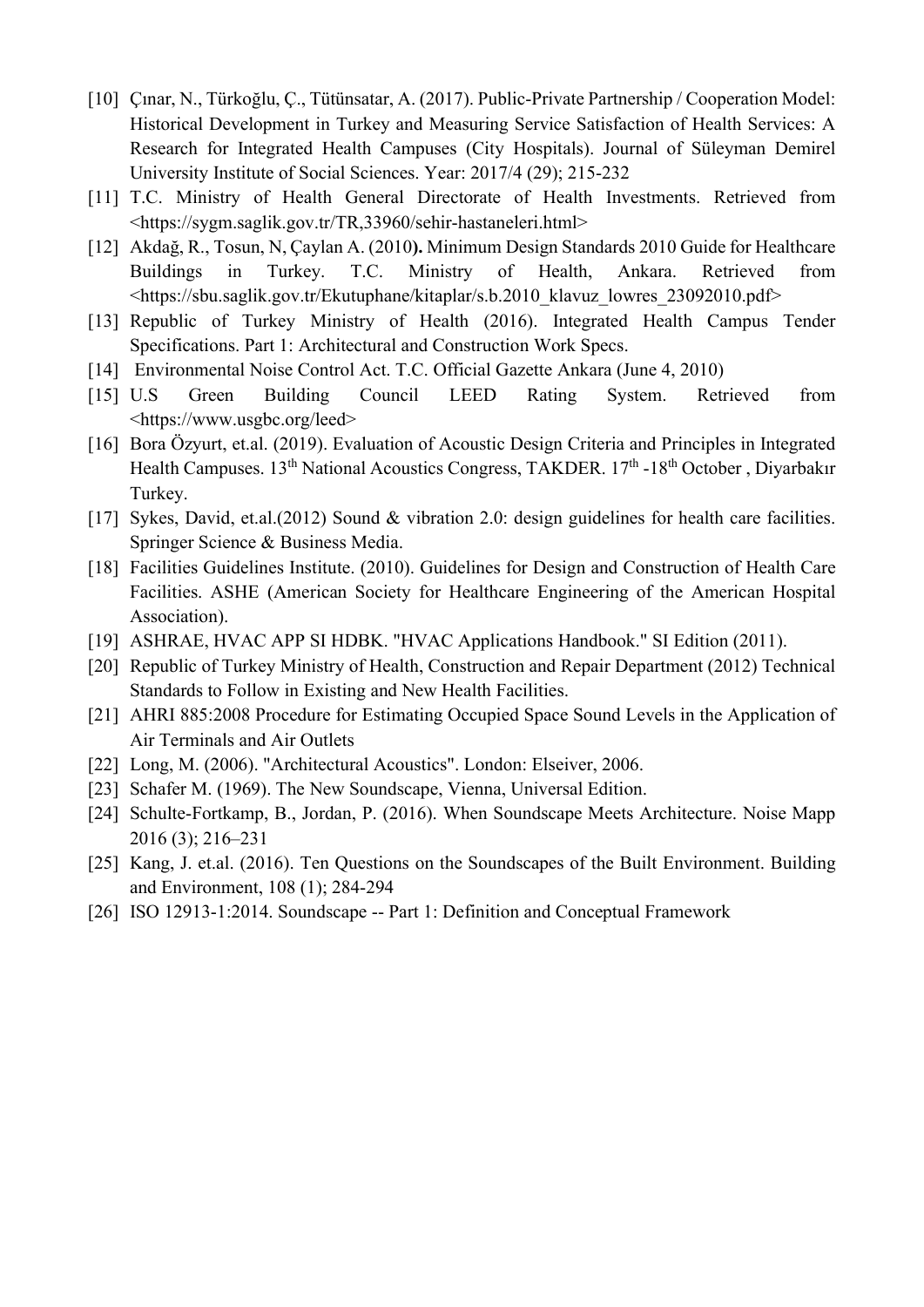[10] Çınar, N., Türkoğlu, Ç., Tütünsatar, A. (2017). Public-Private Partnership / Cooperation Model: Historical Development in Turkey and Measuring Service Satisfaction of Health Services: A Research for Integrated Health Campuses (City Hospitals). Journal of Süleyman Demirel University Institute of Social Sciences. Year: 2017/4 (29); 215-232

[11] T.C. Ministry of Health General Directorate of Health Investments. Retrieved from <https://sygm.saglik.gov.tr/TR,33960/sehir-hastaneleri.html>

[12] Akdağ, R., Tosun, N, Çaylan A. (2010**).** Minimum Design Standards 2010 Guide for Healthcare Buildings in Turkey. T.C. Ministry of Health, Ankara. Retrieved from <https://sbu.saglik.gov.tr/Ekutuphane/kitaplar/s.b.2010_klavuz_lowres_23092010.pdf>

[13] Republic of Turkey Ministry of Health (2016). Integrated Health Campus Tender Specifications. Part 1: Architectural and Construction Work Specs.

[14] Environmental Noise Control Act. T.C. Official Gazette Ankara (June 4, 2010)

[15] U.S Green Building Council LEED Rating System. Retrieved from <https://www.usgbc.org/leed>

[16] Bora Özyurt, et.al. (2019). Evaluation of Acoustic Design Criteria and Principles in Integrated Health Campuses. 13th National Acoustics Congress, TAKDER. 17th -18th October , Diyarbakır Turkey.

[17] Sykes, David, et.al.(2012) Sound & vibration 2.0: design guidelines for health care facilities. Springer Science & Business Media.

[18] Facilities Guidelines Institute. (2010). Guidelines for Design and Construction of Health Care Facilities. ASHE (American Society for Healthcare Engineering of the American Hospital Association).

[19] ASHRAE, HVAC APP SI HDBK. "HVAC Applications Handbook." SI Edition (2011).

[20] Republic of Turkey Ministry of Health, Construction and Repair Department (2012) Technical Standards to Follow in Existing and New Health Facilities.

[21] AHRI 885:2008 Procedure for Estimating Occupied Space Sound Levels in the Application of Air Terminals and Air Outlets

[22] Long, M. (2006). "Architectural Acoustics". London: Elseiver, 2006.

[23] Schafer M. (1969). The New Soundscape, Vienna, Universal Edition.

[24] Schulte-Fortkamp, B., Jordan, P. (2016). When Soundscape Meets Architecture. Noise Mapp 2016 (3); 216–231

[25] Kang, J. et.al. (2016). Ten Questions on the Soundscapes of the Built Environment. Building and Environment, 108 (1); 284-294

[26] ISO 12913-1:2014. Soundscape -- Part 1: Definition and Conceptual Framework